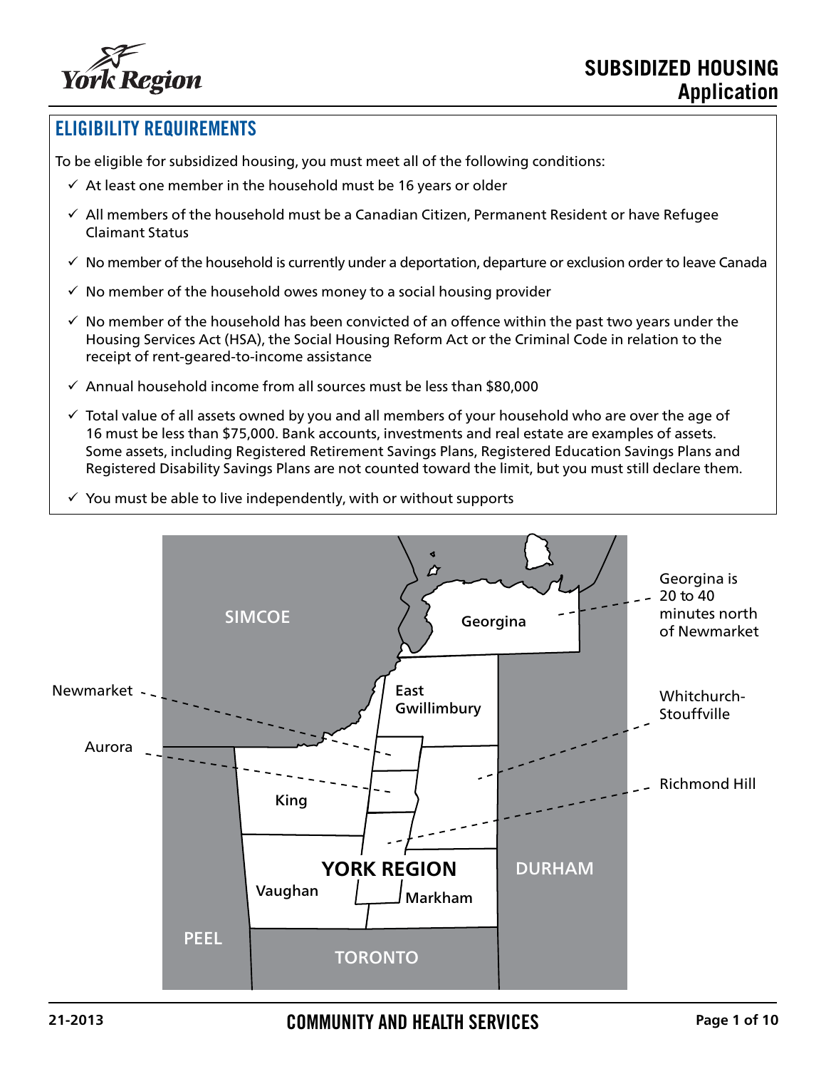# SUBSIDIZED HOUSING Application

## ELIGIBILITY REQUIREMENTS

To be eligible for subsidized housing, you must meet all of the following conditions:

- ✓ At least one member in the household must be 16 years or older
- ✓ All members of the household must be a Canadian Citizen, Permanent Resident or have Refugee Claimant Status
- ✓ No member of the household is currently under a deportation, departure or exclusion order to leave Canada
- ✓ No member of the household owes money to a social housing provider
- ✓ No member of the household has been convicted of an offence within the past two years under the Housing Services Act (HSA), the Social Housing Reform Act or the Criminal Code in relation to the receipt of rent-geared-to-income assistance
- ✓ Annual household income from all sources must be less than $80,000
- ✓ Total value of all assets owned by you and all members of your household who are over the age of 16 must be less than $75,000. Bank accounts, investments and real estate are examples of assets. Some assets, including Registered Retirement Savings Plans, Registered Education Savings Plans and Registered Disability Savings Plans are not counted toward the limit, but you must still declare them.
- ✓ You must be able to live independently, with or without supports

SIMCOE

Georgina

Georgina is 20 to 40 minutes north of Newmarket

Newmarket

East Gwillimbury

Whitchurch-Stouffville

Aurora

King

Richmond Hill

YORK REGION

Vaughan

Markham

DURHAM

PEEL

TORONTO

21-2013

COMMUNITY AND HEALTH SERVICES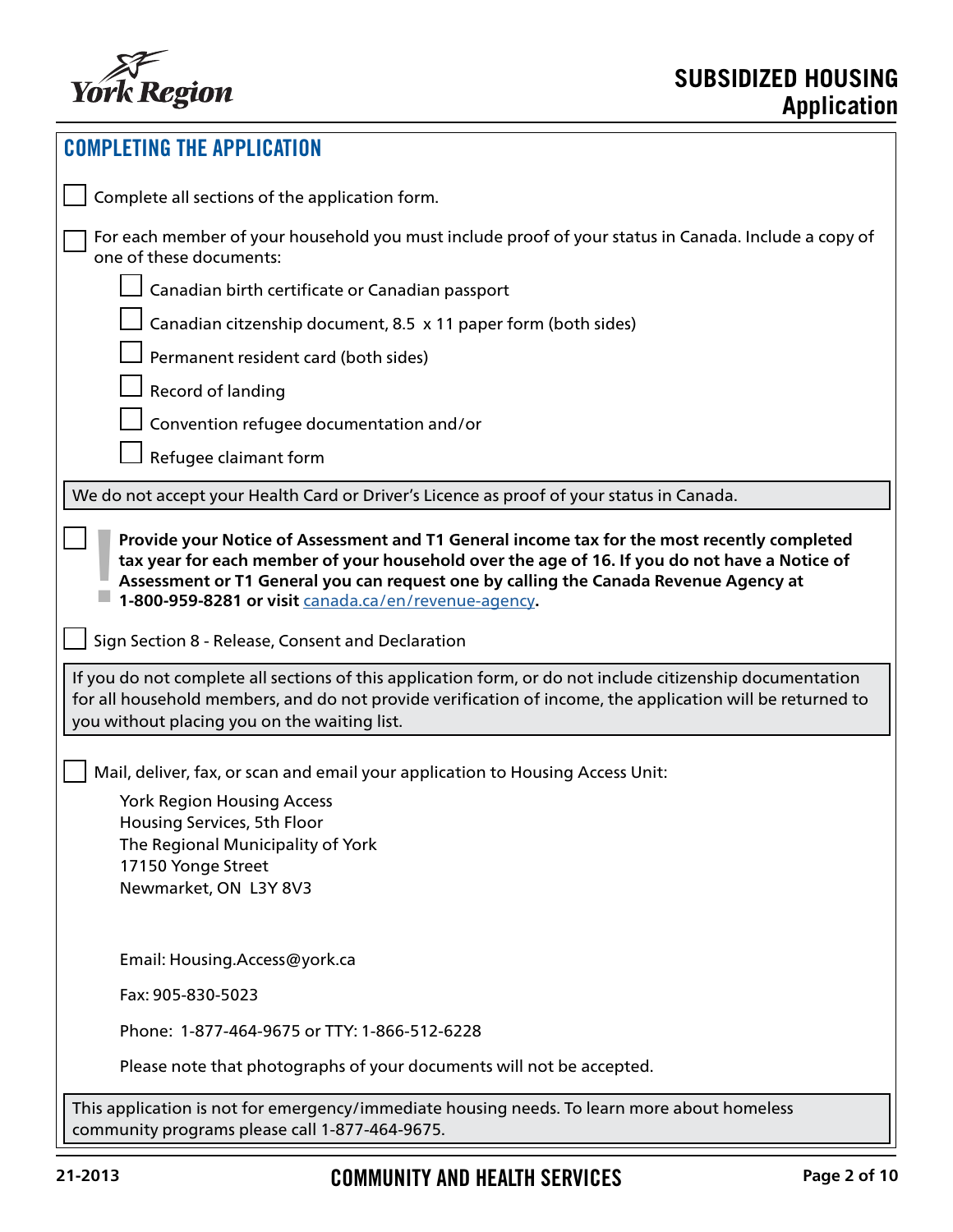## COMPLETING THE APPLICATION

- [ ] Complete all sections of the application form.
- [ ] For each member of your household you must include proof of your status in Canada. Include a copy of one of these documents:
  - [ ] Canadian birth certificate or Canadian passport
  - [ ] Canadian citzenship document, 8.5 x 11 paper form (both sides)
  - [ ] Permanent resident card (both sides)
  - [ ] Record of landing
  - [ ] Convention refugee documentation and/or
  - [ ] Refugee claimant form

We do not accept your Health Card or Driver's Licence as proof of your status in Canada.

- [ ] **Provide your Notice of Assessment and T1 General income tax for the most recently completed tax year for each member of your household over the age of 16. If you do not have a Notice of Assessment or T1 General you can request one by calling the Canada Revenue Agency at 1-800-959-8281 or visit canada.ca/en/revenue-agency.**
- [ ] Sign Section 8 - Release, Consent and Declaration

If you do not complete all sections of this application form, or do not include citizenship documentation for all household members, and do not provide verification of income, the application will be returned to you without placing you on the waiting list.

- [ ] Mail, deliver, fax, or scan and email your application to Housing Access Unit:

York Region Housing Access  
Housing Services, 5th Floor  
The Regional Municipality of York  
17150 Yonge Street  
Newmarket, ON L3Y 8V3

Email: Housing.Access@york.ca

Fax: 905-830-5023

Phone: 1-877-464-9675 or TTY: 1-866-512-6228

Please note that photographs of your documents will not be accepted.

This application is not for emergency/immediate housing needs. To learn more about homeless community programs please call 1-877-464-9675.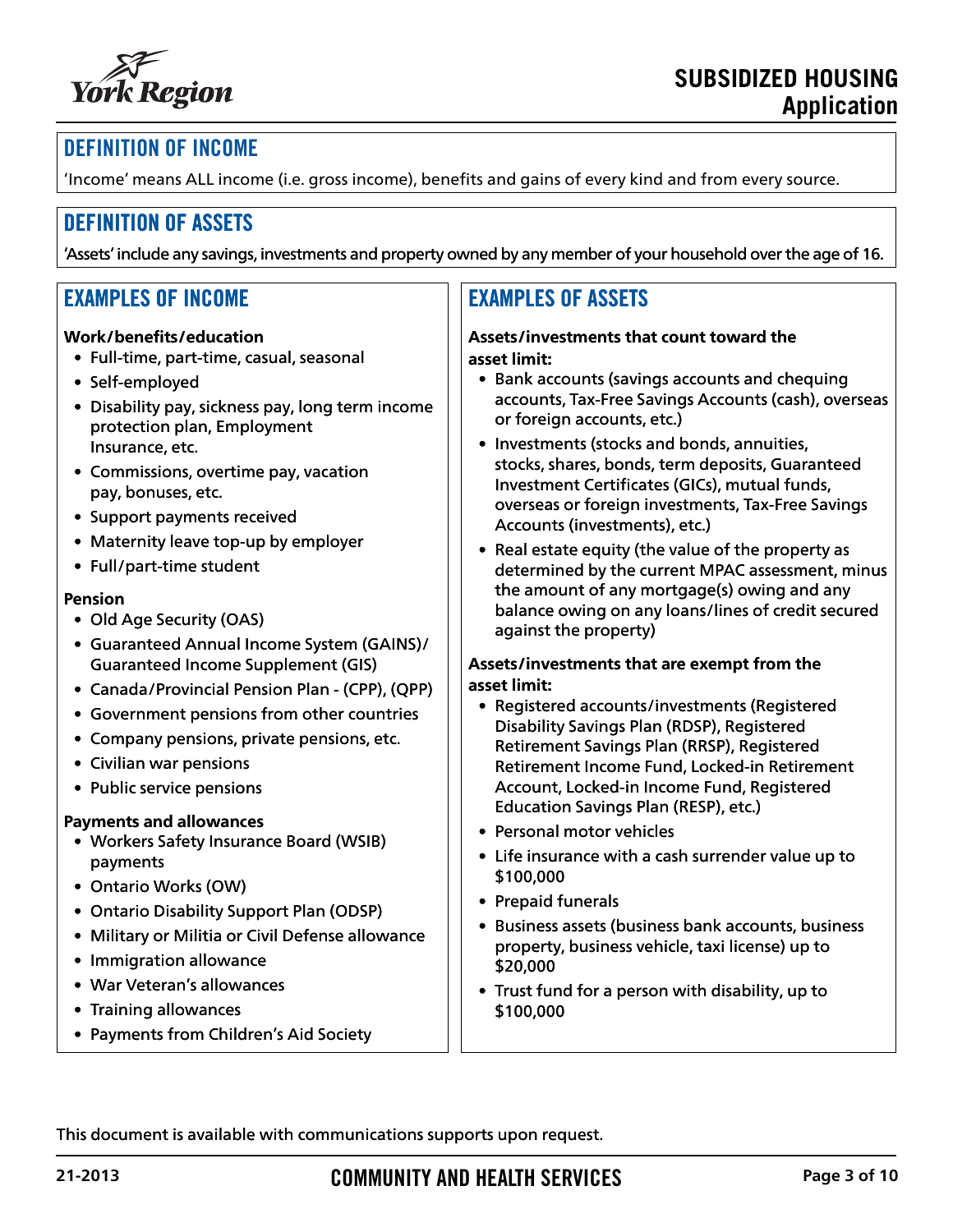## DEFINITION OF INCOME

'Income' means ALL income (i.e. gross income), benefits and gains of every kind and from every source.

## DEFINITION OF ASSETS

'Assets' include any savings, investments and property owned by any member of your household over the age of 16.

## EXAMPLES OF INCOME

**Work/benefits/education**

- Full-time, part-time, casual, seasonal
- Self-employed
- Disability pay, sickness pay, long term income protection plan, Employment Insurance, etc.
- Commissions, overtime pay, vacation pay, bonuses, etc.
- Support payments received
- Maternity leave top-up by employer
- Full/part-time student

**Pension**

- Old Age Security (OAS)
- Guaranteed Annual Income System (GAINS)/ Guaranteed Income Supplement (GIS)
- Canada/Provincial Pension Plan - (CPP), (QPP)
- Government pensions from other countries
- Company pensions, private pensions, etc.
- Civilian war pensions
- Public service pensions

**Payments and allowances**

- Workers Safety Insurance Board (WSIB) payments
- Ontario Works (OW)
- Ontario Disability Support Plan (ODSP)
- Military or Militia or Civil Defense allowance
- Immigration allowance
- War Veteran's allowances
- Training allowances
- Payments from Children's Aid Society

## EXAMPLES OF ASSETS

**Assets/investments that count toward the asset limit:**

- Bank accounts (savings accounts and chequing accounts, Tax-Free Savings Accounts (cash), overseas or foreign accounts, etc.)
- Investments (stocks and bonds, annuities, stocks, shares, bonds, term deposits, Guaranteed Investment Certificates (GICs), mutual funds, overseas or foreign investments, Tax-Free Savings Accounts (investments), etc.)
- Real estate equity (the value of the property as determined by the current MPAC assessment, minus the amount of any mortgage(s) owing and any balance owing on any loans/lines of credit secured against the property)

**Assets/investments that are exempt from the asset limit:**

- Registered accounts/investments (Registered Disability Savings Plan (RDSP), Registered Retirement Savings Plan (RRSP), Registered Retirement Income Fund, Locked-in Retirement Account, Locked-in Income Fund, Registered Education Savings Plan (RESP), etc.)
- Personal motor vehicles
- Life insurance with a cash surrender value up to $100,000
- Prepaid funerals
- Business assets (business bank accounts, business property, business vehicle, taxi license) up to $20,000
- Trust fund for a person with disability, up to $100,000

This document is available with communications supports upon request.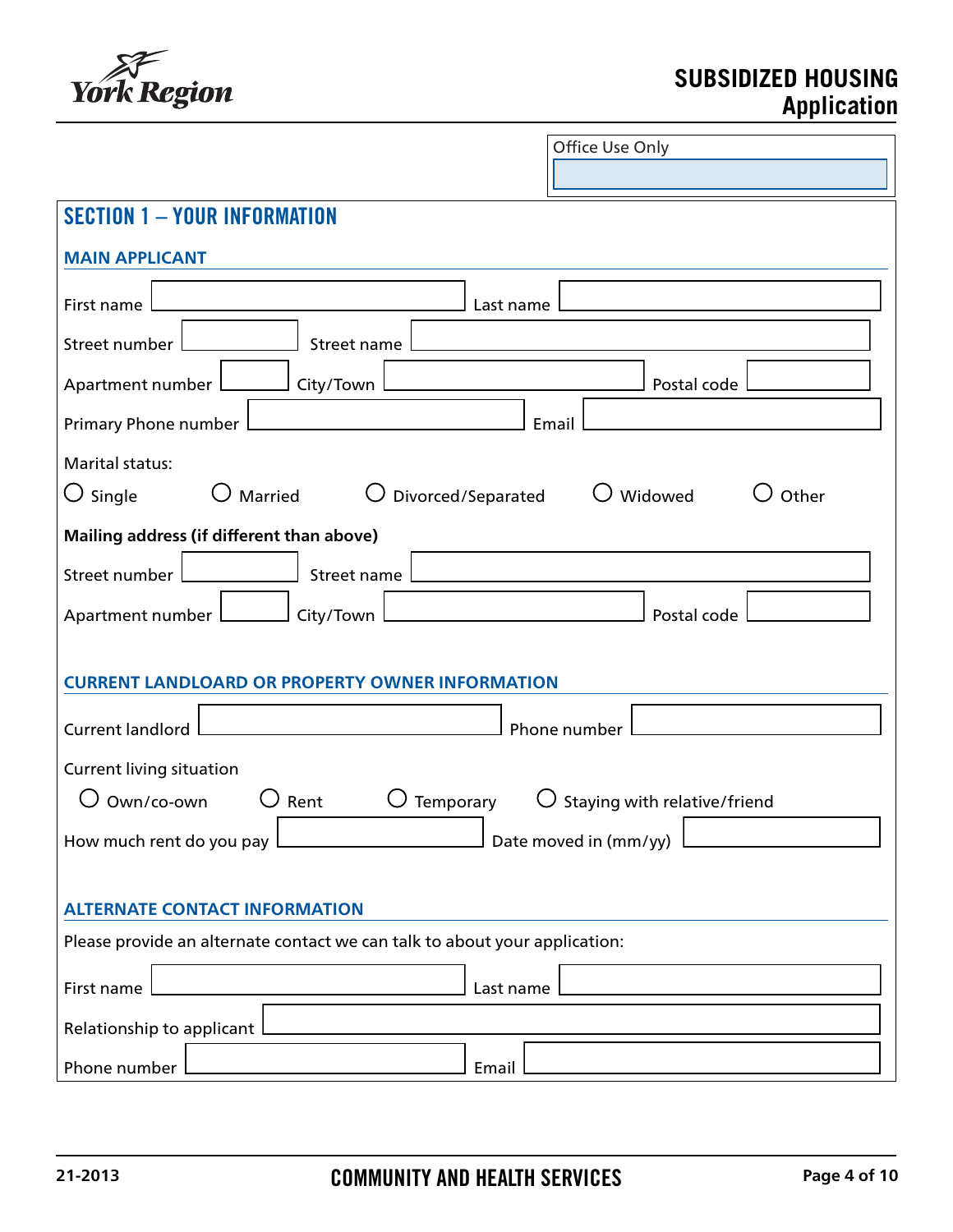York Region

# SUBSIDIZED HOUSING Application

Office Use Only

## SECTION 1 – YOUR INFORMATION

### MAIN APPLICANT

First name ______ Last name ______

Street number ______ Street name ______

Apartment number ______ City/Town ______ Postal code ______

Primary Phone number ______ Email ______

Marital status:

○ Single ○ Married ○ Divorced/Separated ○ Widowed ○ Other

**Mailing address (if different than above)**

Street number ______ Street name ______

Apartment number ______ City/Town ______ Postal code ______

### CURRENT LANDLOARD OR PROPERTY OWNER INFORMATION

Current landlord ______ Phone number ______

Current living situation

○ Own/co-own ○ Rent ○ Temporary ○ Staying with relative/friend

How much rent do you pay ______ Date moved in (mm/yy) ______

### ALTERNATE CONTACT INFORMATION

Please provide an alternate contact we can talk to about your application:

First name ______ Last name ______

Relationship to applicant ______

Phone number ______ Email ______

21-2013

COMMUNITY AND HEALTH SERVICES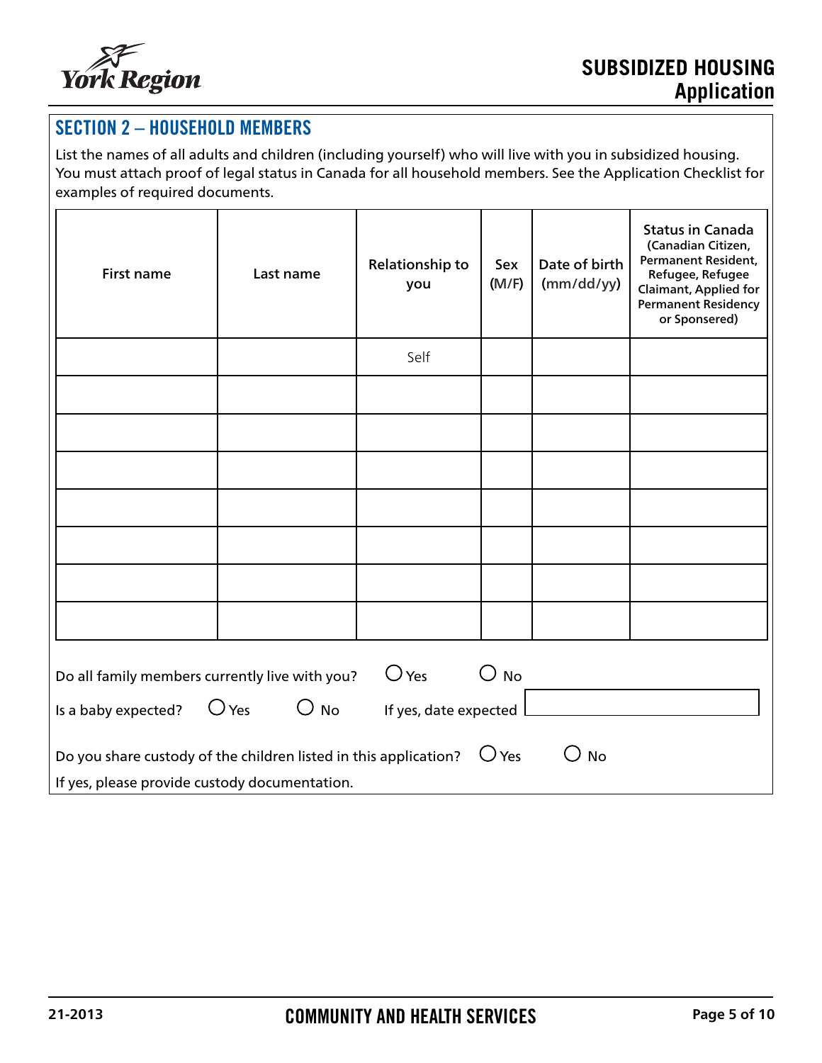## SECTION 2 – HOUSEHOLD MEMBERS

List the names of all adults and children (including yourself) who will live with you in subsidized housing. You must attach proof of legal status in Canada for all household members. See the Application Checklist for examples of required documents.

| First name | Last name | Relationship to you | Sex (M/F) | Date of birth (mm/dd/yy) | Status in Canada (Canadian Citizen, Permanent Resident, Refugee, Refugee Claimant, Applied for Permanent Residency or Sponsered) |
|---|---|---|---|---|---|
| | | Self | | | |
| | | | | | |
| | | | | | |
| | | | | | |
| | | | | | |
| | | | | | |
| | | | | | |
| | | | | | |

Do all family members currently live with you? ◯ Yes ◯ No

Is a baby expected? ◯ Yes ◯ No If yes, date expected ____________

Do you share custody of the children listed in this application? ◯ Yes ◯ No

If yes, please provide custody documentation.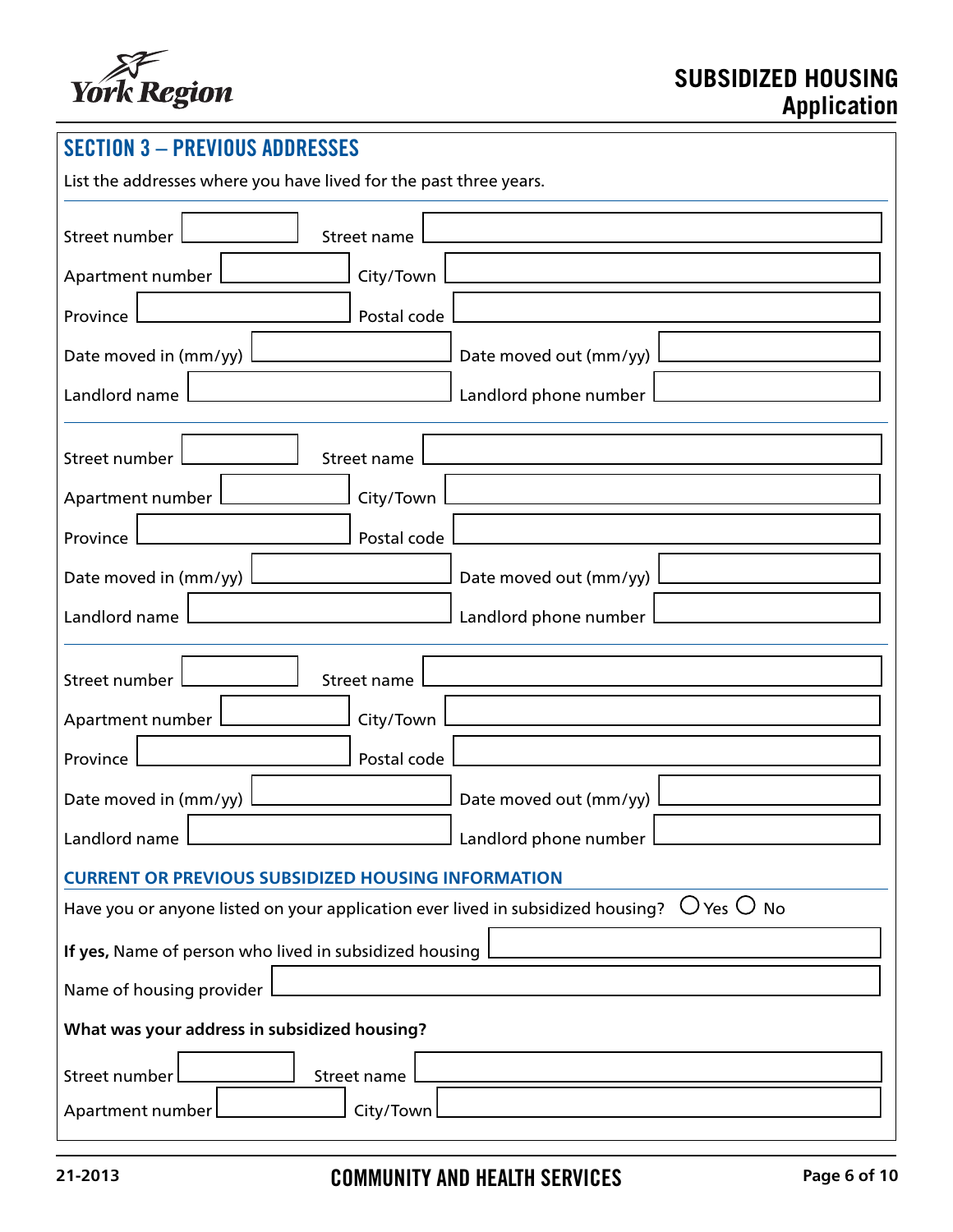## SECTION 3 – PREVIOUS ADDRESSES

List the addresses where you have lived for the past three years.

Street number ________ Street name ________

Apartment number ________ City/Town ________

Province ________ Postal code ________

Date moved in (mm/yy) ________ Date moved out (mm/yy) ________

Landlord name ________ Landlord phone number ________

---

Street number ________ Street name ________

Apartment number ________ City/Town ________

Province ________ Postal code ________

Date moved in (mm/yy) ________ Date moved out (mm/yy) ________

Landlord name ________ Landlord phone number ________

---

Street number ________ Street name ________

Apartment number ________ City/Town ________

Province ________ Postal code ________

Date moved in (mm/yy) ________ Date moved out (mm/yy) ________

Landlord name ________ Landlord phone number ________

### CURRENT OR PREVIOUS SUBSIDIZED HOUSING INFORMATION

Have you or anyone listed on your application ever lived in subsidized housing? ○ Yes ○ No

**If yes,** Name of person who lived in subsidized housing ________

Name of housing provider ________

**What was your address in subsidized housing?**

Street number ________ Street name ________

Apartment number ________ City/Town ________

21-2013

COMMUNITY AND HEALTH SERVICES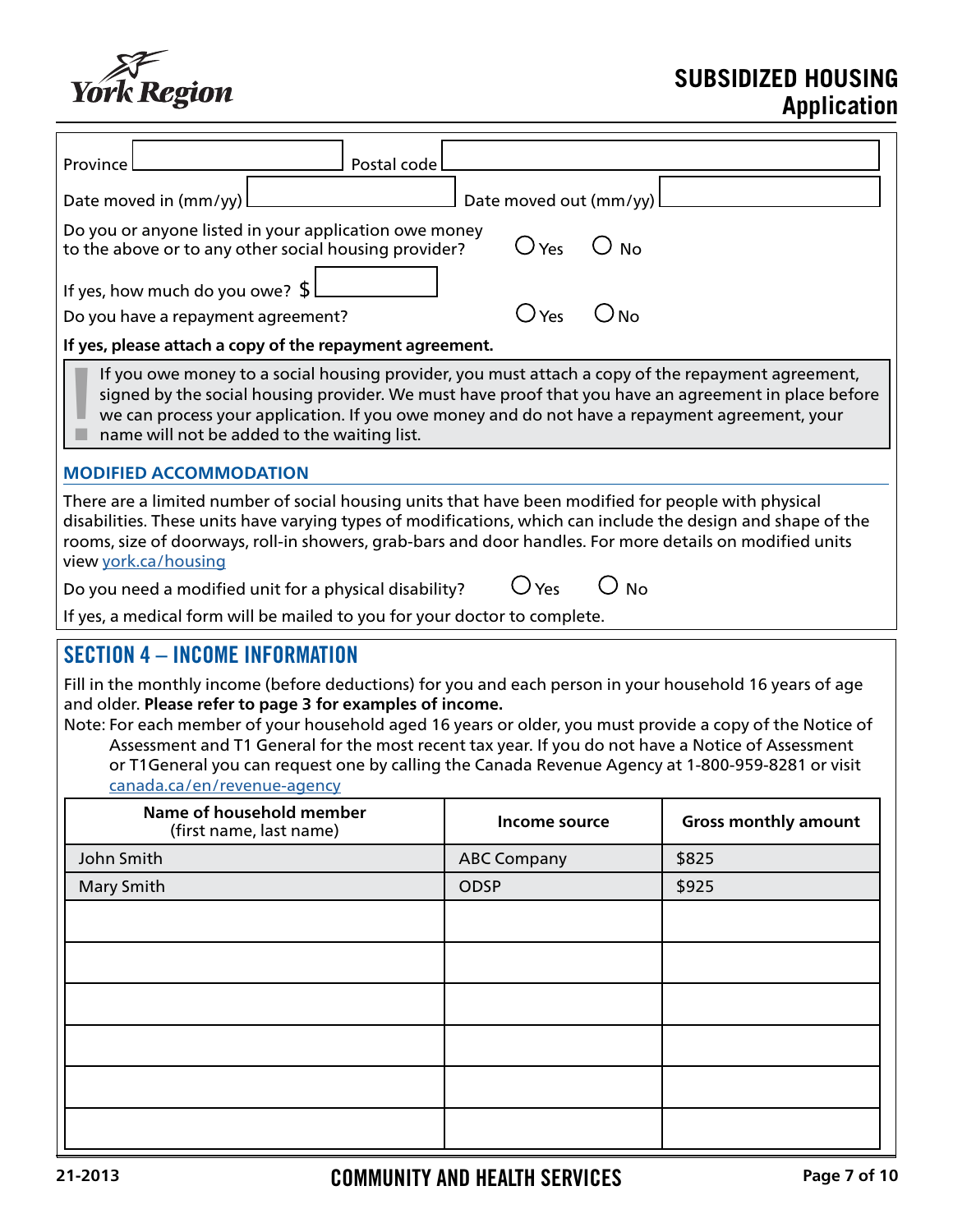Province ______ Postal code ______

Date moved in (mm/yy) ______ Date moved out (mm/yy) ______

Do you or anyone listed in your application owe money to the above or to any other social housing provider? ○ Yes ○ No

If yes, how much do you owe? $ ______

Do you have a repayment agreement? ○ Yes ○ No

**If yes, please attach a copy of the repayment agreement.**

> **!** If you owe money to a social housing provider, you must attach a copy of the repayment agreement, signed by the social housing provider. We must have proof that you have an agreement in place before we can process your application. If you owe money and do not have a repayment agreement, your name will not be added to the waiting list.

### MODIFIED ACCOMMODATION

There are a limited number of social housing units that have been modified for people with physical disabilities. These units have varying types of modifications, which can include the design and shape of the rooms, size of doorways, roll-in showers, grab-bars and door handles. For more details on modified units view york.ca/housing

Do you need a modified unit for a physical disability? ○ Yes ○ No

If yes, a medical form will be mailed to you for your doctor to complete.

## SECTION 4 – INCOME INFORMATION

Fill in the monthly income (before deductions) for you and each person in your household 16 years of age and older. **Please refer to page 3 for examples of income.**

Note: For each member of your household aged 16 years or older, you must provide a copy of the Notice of Assessment and T1 General for the most recent tax year. If you do not have a Notice of Assessment or T1General you can request one by calling the Canada Revenue Agency at 1-800-959-8281 or visit canada.ca/en/revenue-agency

| Name of household member (first name, last name) | Income source | Gross monthly amount |
|---|---|---|
| John Smith | ABC Company | $825 |
| Mary Smith | ODSP | $925 |
| | | |
| | | |
| | | |
| | | |
| | | |
| | | |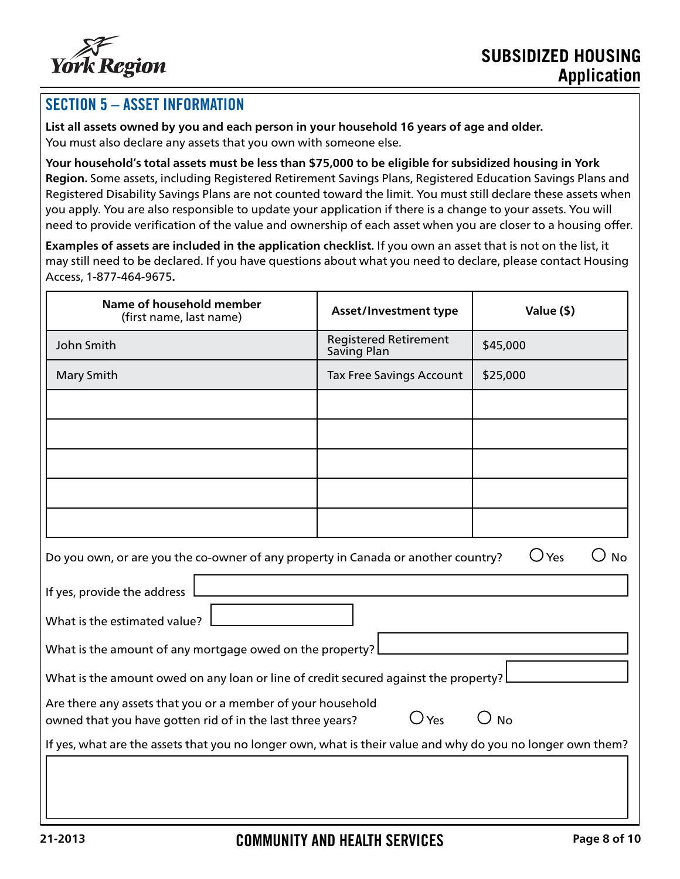## SECTION 5 – ASSET INFORMATION

**List all assets owned by you and each person in your household 16 years of age and older.**
You must also declare any assets that you own with someone else.

**Your household's total assets must be less than $75,000 to be eligible for subsidized housing in York Region.** Some assets, including Registered Retirement Savings Plans, Registered Education Savings Plans and Registered Disability Savings Plans are not counted toward the limit. You must still declare these assets when you apply. You are also responsible to update your application if there is a change to your assets. You will need to provide verification of the value and ownership of each asset when you are closer to a housing offer.

**Examples of assets are included in the application checklist.** If you own an asset that is not on the list, it may still need to be declared. If you have questions about what you need to declare, please contact Housing Access, 1-877-464-9675**.**

| Name of household member (first name, last name) | Asset/Investment type | Value ($) |
|---|---|---|
| John Smith | Registered Retirement Saving Plan | $45,000 |
| Mary Smith | Tax Free Savings Account | $25,000 |
| | | |
| | | |
| | | |
| | | |
| | | |

Do you own, or are you the co-owner of any property in Canada or another country? ◯ Yes ◯ No

If yes, provide the address

What is the estimated value?

What is the amount of any mortgage owed on the property?

What is the amount owed on any loan or line of credit secured against the property?

Are there any assets that you or a member of your household owned that you have gotten rid of in the last three years? ◯ Yes ◯ No

If yes, what are the assets that you no longer own, what is their value and why do you no longer own them?

21-2013

COMMUNITY AND HEALTH SERVICES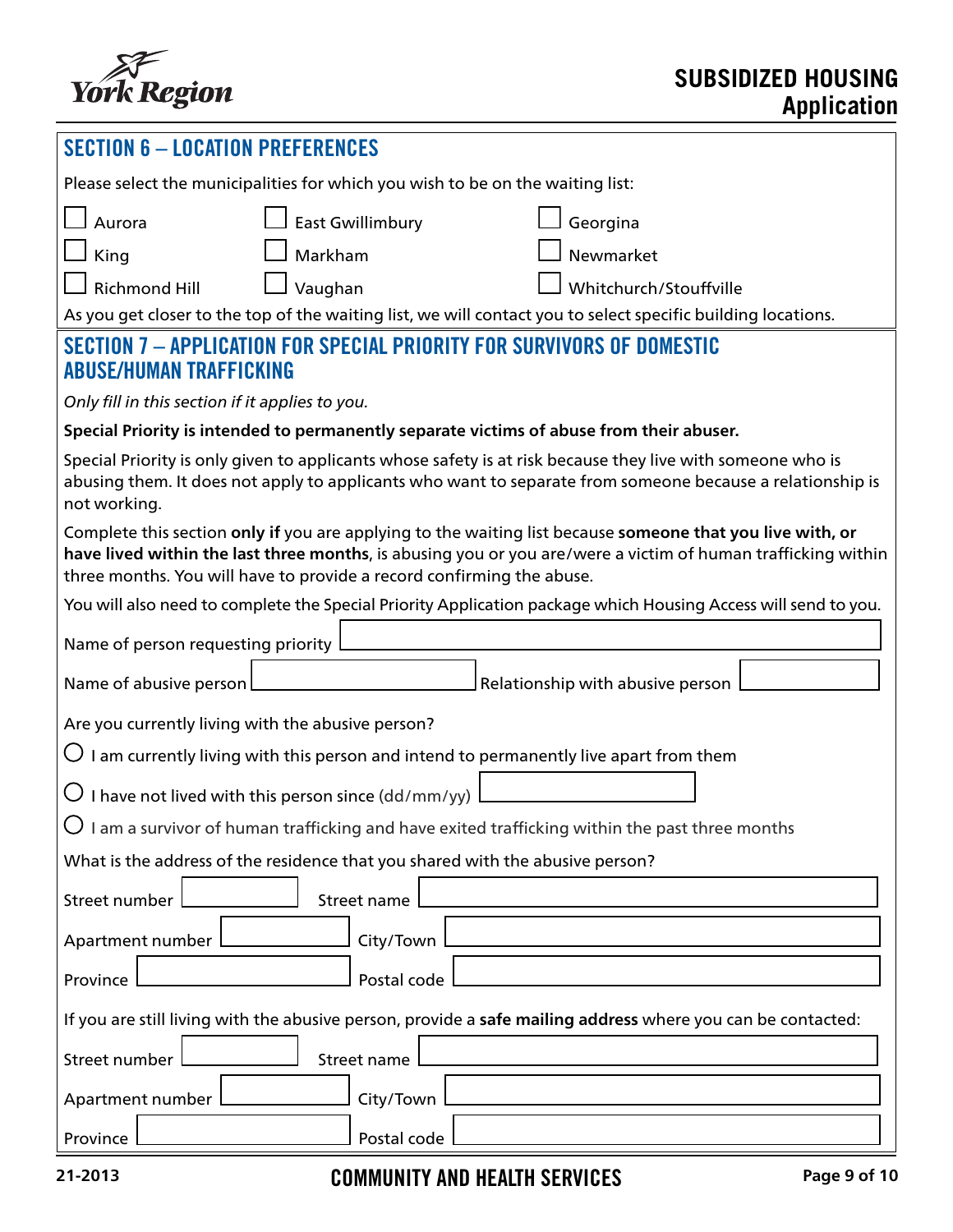## SECTION 6 – LOCATION PREFERENCES

Please select the municipalities for which you wish to be on the waiting list:

- ☐ Aurora
- ☐ East Gwillimbury
- ☐ Georgina
- ☐ King
- ☐ Markham
- ☐ Newmarket
- ☐ Richmond Hill
- ☐ Vaughan
- ☐ Whitchurch/Stouffville

As you get closer to the top of the waiting list, we will contact you to select specific building locations.

## SECTION 7 – APPLICATION FOR SPECIAL PRIORITY FOR SURVIVORS OF DOMESTIC ABUSE/HUMAN TRAFFICKING

*Only fill in this section if it applies to you.*

**Special Priority is intended to permanently separate victims of abuse from their abuser.**

Special Priority is only given to applicants whose safety is at risk because they live with someone who is abusing them. It does not apply to applicants who want to separate from someone because a relationship is not working.

Complete this section **only if** you are applying to the waiting list because **someone that you live with, or have lived within the last three months**, is abusing you or you are/were a victim of human trafficking within three months. You will have to provide a record confirming the abuse.

You will also need to complete the Special Priority Application package which Housing Access will send to you.

Name of person requesting priority ____________________

Name of abusive person ____________________ Relationship with abusive person ____________________

Are you currently living with the abusive person?

- ○ I am currently living with this person and intend to permanently live apart from them
- ○ I have not lived with this person since (dd/mm/yy) ____________________
- ○ I am a survivor of human trafficking and have exited trafficking within the past three months

What is the address of the residence that you shared with the abusive person?

Street number ____________ Street name ____________________

Apartment number ____________ City/Town ____________________

Province ____________ Postal code ____________________

If you are still living with the abusive person, provide a **safe mailing address** where you can be contacted:

Street number ____________ Street name ____________________

Apartment number ____________ City/Town ____________________

Province ____________ Postal code ____________________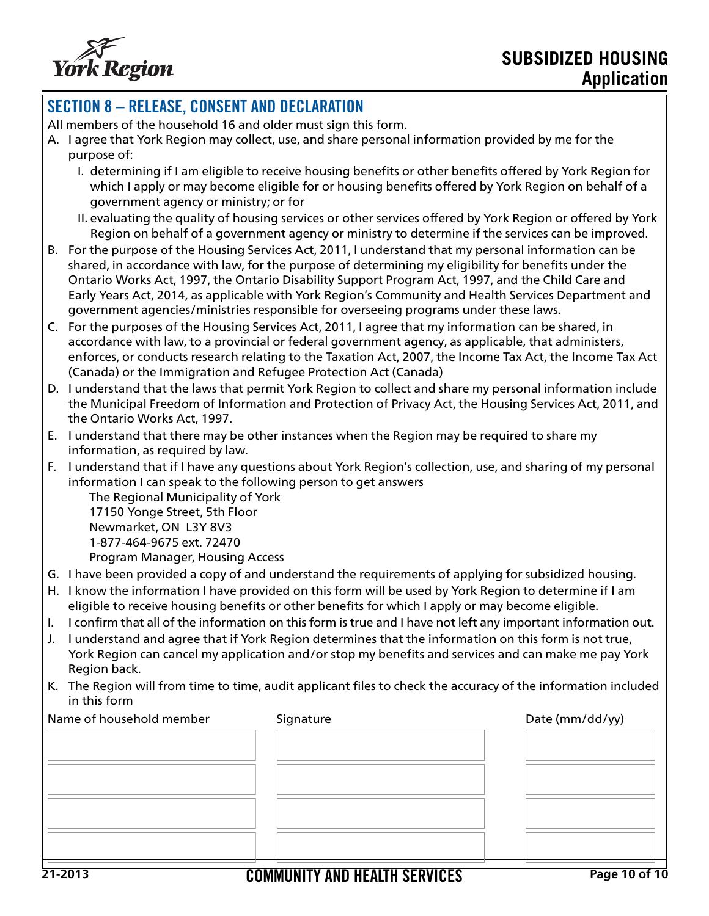## SECTION 8 – RELEASE, CONSENT AND DECLARATION

All members of the household 16 and older must sign this form.

A. I agree that York Region may collect, use, and share personal information provided by me for the purpose of:

   I. determining if I am eligible to receive housing benefits or other benefits offered by York Region for which I apply or may become eligible for or housing benefits offered by York Region on behalf of a government agency or ministry; or for

   II. evaluating the quality of housing services or other services offered by York Region or offered by York Region on behalf of a government agency or ministry to determine if the services can be improved.

B. For the purpose of the Housing Services Act, 2011, I understand that my personal information can be shared, in accordance with law, for the purpose of determining my eligibility for benefits under the Ontario Works Act, 1997, the Ontario Disability Support Program Act, 1997, and the Child Care and Early Years Act, 2014, as applicable with York Region's Community and Health Services Department and government agencies/ministries responsible for overseeing programs under these laws.

C. For the purposes of the Housing Services Act, 2011, I agree that my information can be shared, in accordance with law, to a provincial or federal government agency, as applicable, that administers, enforces, or conducts research relating to the Taxation Act, 2007, the Income Tax Act, the Income Tax Act (Canada) or the Immigration and Refugee Protection Act (Canada)

D. I understand that the laws that permit York Region to collect and share my personal information include the Municipal Freedom of Information and Protection of Privacy Act, the Housing Services Act, 2011, and the Ontario Works Act, 1997.

E. I understand that there may be other instances when the Region may be required to share my information, as required by law.

F. I understand that if I have any questions about York Region's collection, use, and sharing of my personal information I can speak to the following person to get answers

   The Regional Municipality of York
   17150 Yonge Street, 5th Floor
   Newmarket, ON L3Y 8V3
   1-877-464-9675 ext. 72470
   Program Manager, Housing Access

G. I have been provided a copy of and understand the requirements of applying for subsidized housing.

H. I know the information I have provided on this form will be used by York Region to determine if I am eligible to receive housing benefits or other benefits for which I apply or may become eligible.

I. I confirm that all of the information on this form is true and I have not left any important information out.

J. I understand and agree that if York Region determines that the information on this form is not true, York Region can cancel my application and/or stop my benefits and services and can make me pay York Region back.

K. The Region will from time to time, audit applicant files to check the accuracy of the information included in this form

| Name of household member | Signature | Date (mm/dd/yy) |
|---|---|---|
| | | |
| | | |
| | | |
| | | |